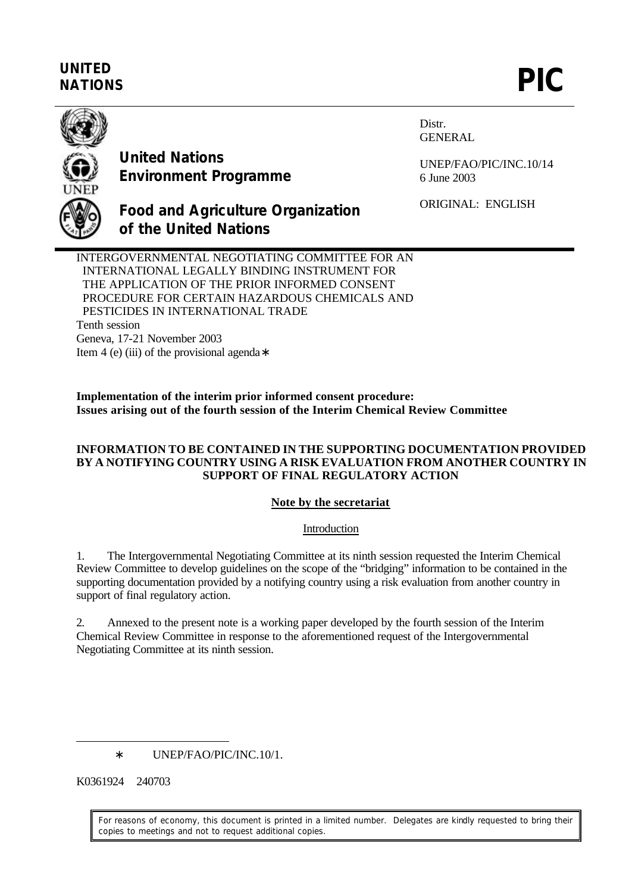**UNITED NATIONS** **PIC**

**United Nations Environment Programme**

**Food and Agriculture Organization of the United Nations**

Distr.
GENERAL

UNEP/FAO/PIC/INC.10/14
6 June 2003

ORIGINAL: ENGLISH

INTERGOVERNMENTAL NEGOTIATING COMMITTEE FOR AN INTERNATIONAL LEGALLY BINDING INSTRUMENT FOR THE APPLICATION OF THE PRIOR INFORMED CONSENT PROCEDURE FOR CERTAIN HAZARDOUS CHEMICALS AND PESTICIDES IN INTERNATIONAL TRADE
Tenth session
Geneva, 17-21 November 2003
Item 4 (e) (iii) of the provisional agenda*

**Implementation of the interim prior informed consent procedure: Issues arising out of the fourth session of the Interim Chemical Review Committee**

**INFORMATION TO BE CONTAINED IN THE SUPPORTING DOCUMENTATION PROVIDED BY A NOTIFYING COUNTRY USING A RISK EVALUATION FROM ANOTHER COUNTRY IN SUPPORT OF FINAL REGULATORY ACTION**

**Note by the secretariat**

Introduction

1. The Intergovernmental Negotiating Committee at its ninth session requested the Interim Chemical Review Committee to develop guidelines on the scope of the "bridging" information to be contained in the supporting documentation provided by a notifying country using a risk evaluation from another country in support of final regulatory action.

2. Annexed to the present note is a working paper developed by the fourth session of the Interim Chemical Review Committee in response to the aforementioned request of the Intergovernmental Negotiating Committee at its ninth session.

---

* UNEP/FAO/PIC/INC.10/1.

K0361924 240703

For reasons of economy, this document is printed in a limited number. Delegates are kindly requested to bring their copies to meetings and not to request additional copies.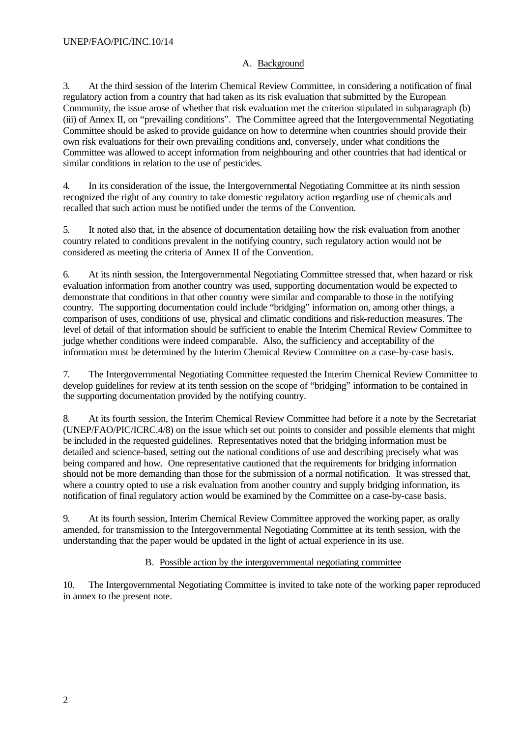## A. Background

3. At the third session of the Interim Chemical Review Committee, in considering a notification of final regulatory action from a country that had taken as its risk evaluation that submitted by the European Community, the issue arose of whether that risk evaluation met the criterion stipulated in subparagraph (b) (iii) of Annex II, on "prevailing conditions". The Committee agreed that the Intergovernmental Negotiating Committee should be asked to provide guidance on how to determine when countries should provide their own risk evaluations for their own prevailing conditions and, conversely, under what conditions the Committee was allowed to accept information from neighbouring and other countries that had identical or similar conditions in relation to the use of pesticides.

4. In its consideration of the issue, the Intergovernmental Negotiating Committee at its ninth session recognized the right of any country to take domestic regulatory action regarding use of chemicals and recalled that such action must be notified under the terms of the Convention.

5. It noted also that, in the absence of documentation detailing how the risk evaluation from another country related to conditions prevalent in the notifying country, such regulatory action would not be considered as meeting the criteria of Annex II of the Convention.

6. At its ninth session, the Intergovernmental Negotiating Committee stressed that, when hazard or risk evaluation information from another country was used, supporting documentation would be expected to demonstrate that conditions in that other country were similar and comparable to those in the notifying country. The supporting documentation could include "bridging" information on, among other things, a comparison of uses, conditions of use, physical and climatic conditions and risk-reduction measures. The level of detail of that information should be sufficient to enable the Interim Chemical Review Committee to judge whether conditions were indeed comparable. Also, the sufficiency and acceptability of the information must be determined by the Interim Chemical Review Committee on a case-by-case basis.

7. The Intergovernmental Negotiating Committee requested the Interim Chemical Review Committee to develop guidelines for review at its tenth session on the scope of "bridging" information to be contained in the supporting documentation provided by the notifying country.

8. At its fourth session, the Interim Chemical Review Committee had before it a note by the Secretariat (UNEP/FAO/PIC/ICRC.4/8) on the issue which set out points to consider and possible elements that might be included in the requested guidelines. Representatives noted that the bridging information must be detailed and science-based, setting out the national conditions of use and describing precisely what was being compared and how. One representative cautioned that the requirements for bridging information should not be more demanding than those for the submission of a normal notification. It was stressed that, where a country opted to use a risk evaluation from another country and supply bridging information, its notification of final regulatory action would be examined by the Committee on a case-by-case basis.

9. At its fourth session, Interim Chemical Review Committee approved the working paper, as orally amended, for transmission to the Intergovernmental Negotiating Committee at its tenth session, with the understanding that the paper would be updated in the light of actual experience in its use.

## B. Possible action by the intergovernmental negotiating committee

10. The Intergovernmental Negotiating Committee is invited to take note of the working paper reproduced in annex to the present note.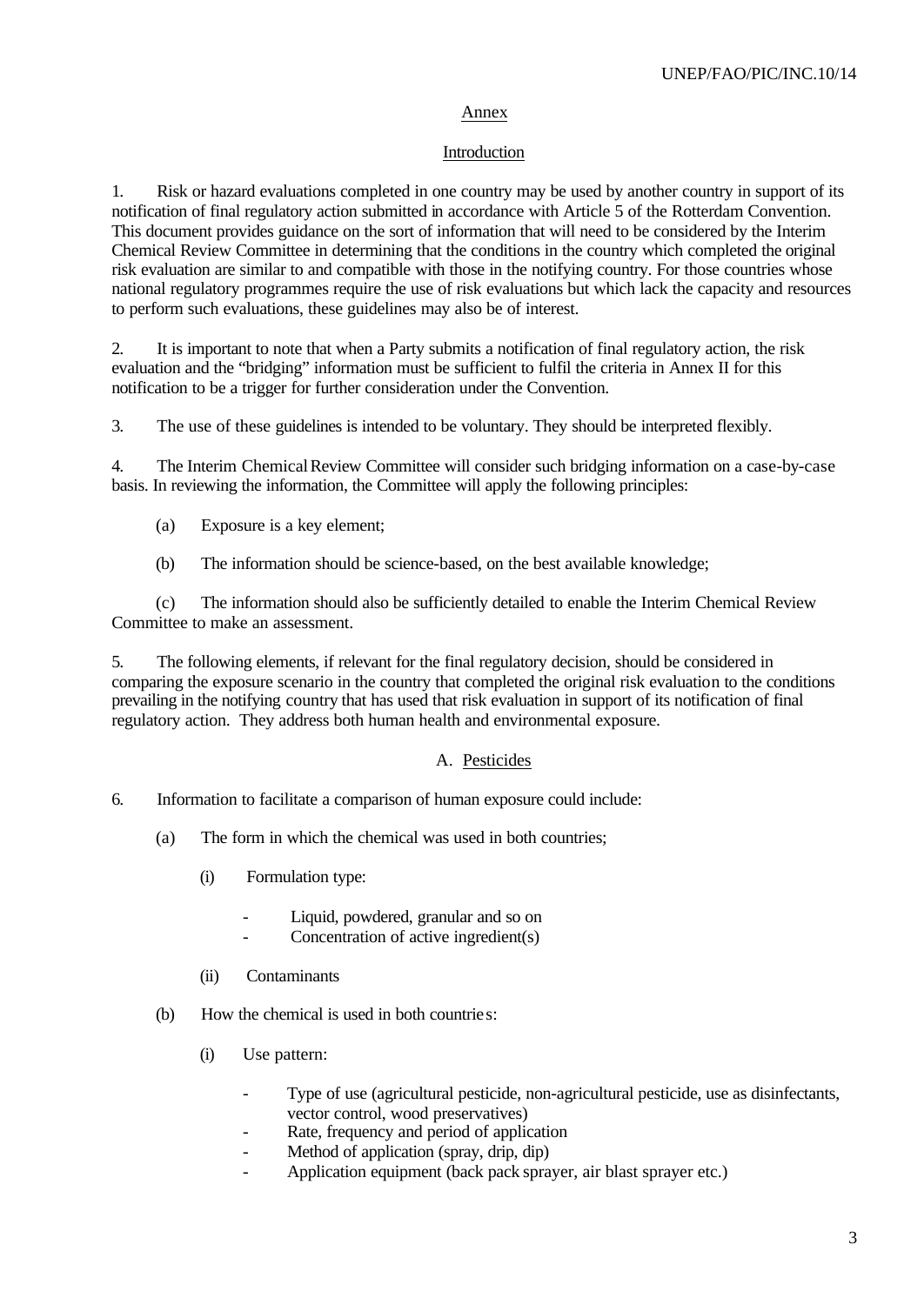## Annex

### Introduction

1. Risk or hazard evaluations completed in one country may be used by another country in support of its notification of final regulatory action submitted in accordance with Article 5 of the Rotterdam Convention. This document provides guidance on the sort of information that will need to be considered by the Interim Chemical Review Committee in determining that the conditions in the country which completed the original risk evaluation are similar to and compatible with those in the notifying country. For those countries whose national regulatory programmes require the use of risk evaluations but which lack the capacity and resources to perform such evaluations, these guidelines may also be of interest.

2. It is important to note that when a Party submits a notification of final regulatory action, the risk evaluation and the "bridging" information must be sufficient to fulfil the criteria in Annex II for this notification to be a trigger for further consideration under the Convention.

3. The use of these guidelines is intended to be voluntary. They should be interpreted flexibly.

4. The Interim Chemical Review Committee will consider such bridging information on a case-by-case basis. In reviewing the information, the Committee will apply the following principles:

(a) Exposure is a key element;

(b) The information should be science-based, on the best available knowledge;

(c) The information should also be sufficiently detailed to enable the Interim Chemical Review Committee to make an assessment.

5. The following elements, if relevant for the final regulatory decision, should be considered in comparing the exposure scenario in the country that completed the original risk evaluation to the conditions prevailing in the notifying country that has used that risk evaluation in support of its notification of final regulatory action. They address both human health and environmental exposure.

### A. Pesticides

6. Information to facilitate a comparison of human exposure could include:

(a) The form in which the chemical was used in both countries;

(i) Formulation type:

- Liquid, powdered, granular and so on
- Concentration of active ingredient(s)

(ii) Contaminants

(b) How the chemical is used in both countries:

(i) Use pattern:

- Type of use (agricultural pesticide, non-agricultural pesticide, use as disinfectants, vector control, wood preservatives)
- Rate, frequency and period of application
- Method of application (spray, drip, dip)
- Application equipment (back pack sprayer, air blast sprayer etc.)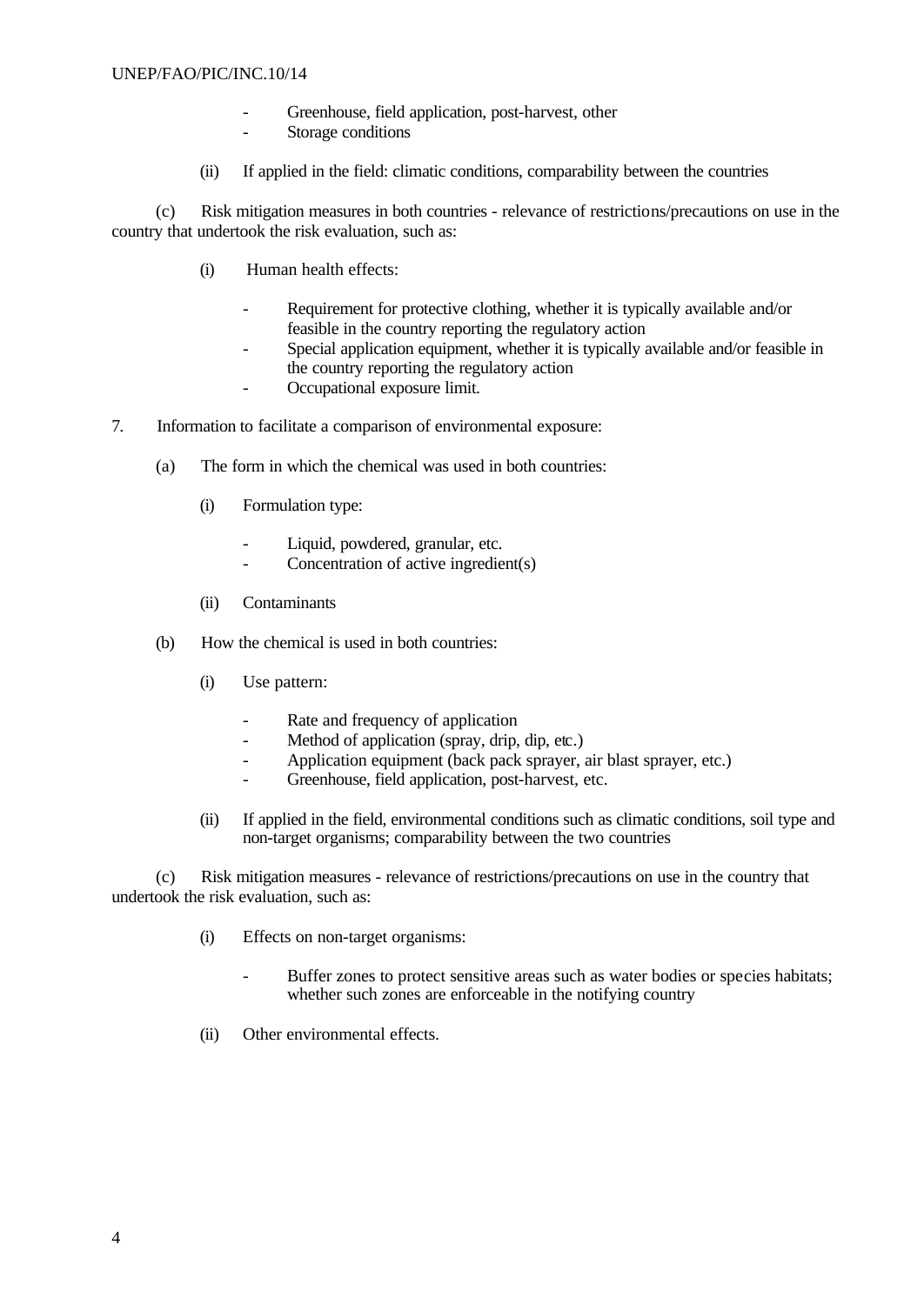- Greenhouse, field application, post-harvest, other
- Storage conditions

(ii) If applied in the field: climatic conditions, comparability between the countries

(c) Risk mitigation measures in both countries - relevance of restrictions/precautions on use in the country that undertook the risk evaluation, such as:

(i) Human health effects:

- Requirement for protective clothing, whether it is typically available and/or feasible in the country reporting the regulatory action
- Special application equipment, whether it is typically available and/or feasible in the country reporting the regulatory action
- Occupational exposure limit.

7. Information to facilitate a comparison of environmental exposure:

(a) The form in which the chemical was used in both countries:

(i) Formulation type:

- Liquid, powdered, granular, etc.
- Concentration of active ingredient(s)

(ii) Contaminants

(b) How the chemical is used in both countries:

(i) Use pattern:

- Rate and frequency of application
- Method of application (spray, drip, dip, etc.)
- Application equipment (back pack sprayer, air blast sprayer, etc.)
- Greenhouse, field application, post-harvest, etc.

(ii) If applied in the field, environmental conditions such as climatic conditions, soil type and non-target organisms; comparability between the two countries

(c) Risk mitigation measures - relevance of restrictions/precautions on use in the country that undertook the risk evaluation, such as:

(i) Effects on non-target organisms:

- Buffer zones to protect sensitive areas such as water bodies or species habitats; whether such zones are enforceable in the notifying country

(ii) Other environmental effects.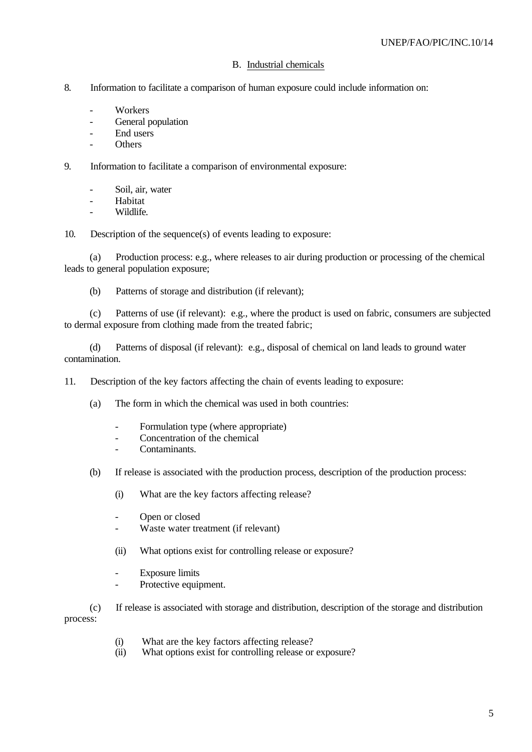## B. Industrial chemicals

8. Information to facilitate a comparison of human exposure could include information on:

- Workers
- General population
- End users
- Others

9. Information to facilitate a comparison of environmental exposure:

- Soil, air, water
- Habitat
- Wildlife.

10. Description of the sequence(s) of events leading to exposure:

(a) Production process: e.g., where releases to air during production or processing of the chemical leads to general population exposure;

(b) Patterns of storage and distribution (if relevant);

(c) Patterns of use (if relevant): e.g., where the product is used on fabric, consumers are subjected to dermal exposure from clothing made from the treated fabric;

(d) Patterns of disposal (if relevant): e.g., disposal of chemical on land leads to ground water contamination.

11. Description of the key factors affecting the chain of events leading to exposure:

(a) The form in which the chemical was used in both countries:

- Formulation type (where appropriate)
- Concentration of the chemical
- Contaminants.

(b) If release is associated with the production process, description of the production process:

(i) What are the key factors affecting release?

- Open or closed
- Waste water treatment (if relevant)

(ii) What options exist for controlling release or exposure?

- Exposure limits
- Protective equipment.

(c) If release is associated with storage and distribution, description of the storage and distribution process:

(i) What are the key factors affecting release?
(ii) What options exist for controlling release or exposure?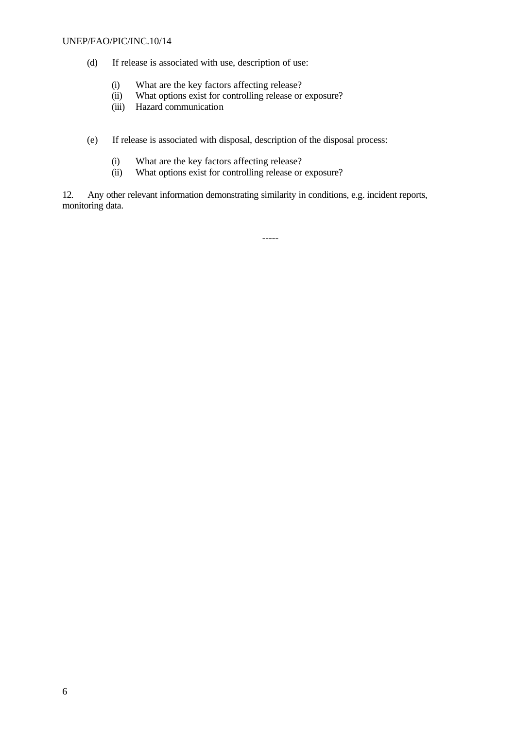(d) If release is associated with use, description of use:

(i) What are the key factors affecting release?
(ii) What options exist for controlling release or exposure?
(iii) Hazard communication

(e) If release is associated with disposal, description of the disposal process:

(i) What are the key factors affecting release?
(ii) What options exist for controlling release or exposure?

12. Any other relevant information demonstrating similarity in conditions, e.g. incident reports, monitoring data.

-----